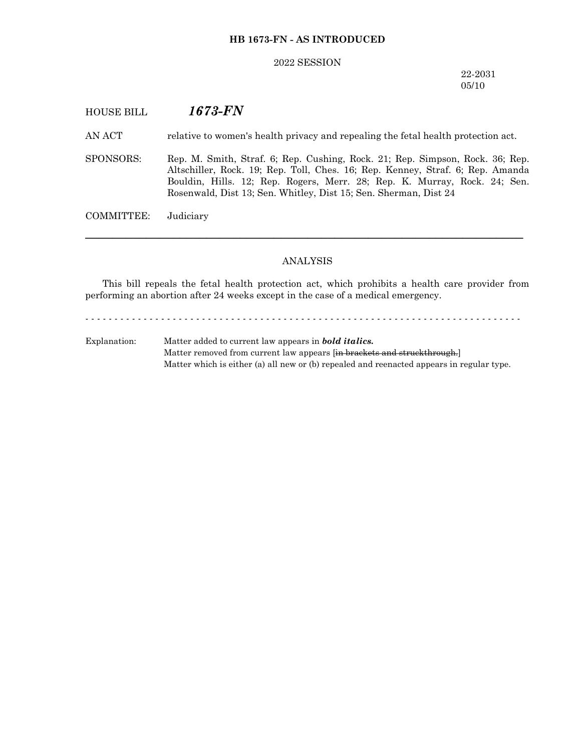**HB 1673-FN - AS INTRODUCED**

2022 SESSION

22-2031
05/10

HOUSE BILL ***1673-FN***

AN ACT relative to women's health privacy and repealing the fetal health protection act.

SPONSORS: Rep. M. Smith, Straf. 6; Rep. Cushing, Rock. 21; Rep. Simpson, Rock. 36; Rep. Altschiller, Rock. 19; Rep. Toll, Ches. 16; Rep. Kenney, Straf. 6; Rep. Amanda Bouldin, Hills. 12; Rep. Rogers, Merr. 28; Rep. K. Murray, Rock. 24; Sen. Rosenwald, Dist 13; Sen. Whitley, Dist 15; Sen. Sherman, Dist 24

COMMITTEE: Judiciary

---

ANALYSIS

This bill repeals the fetal health protection act, which prohibits a health care provider from performing an abortion after 24 weeks except in the case of a medical emergency.

- - - - - - - - - - - - - - - - - - - - - - - - - - - - - - - - - - - - - - - - - - - - - - - - - - - - - - - - - - - - - - - - - - - - - - - - - -

Explanation: Matter added to current law appears in ***bold italics.***
Matter removed from current law appears [~~in brackets and struckthrough.~~]
Matter which is either (a) all new or (b) repealed and reenacted appears in regular type.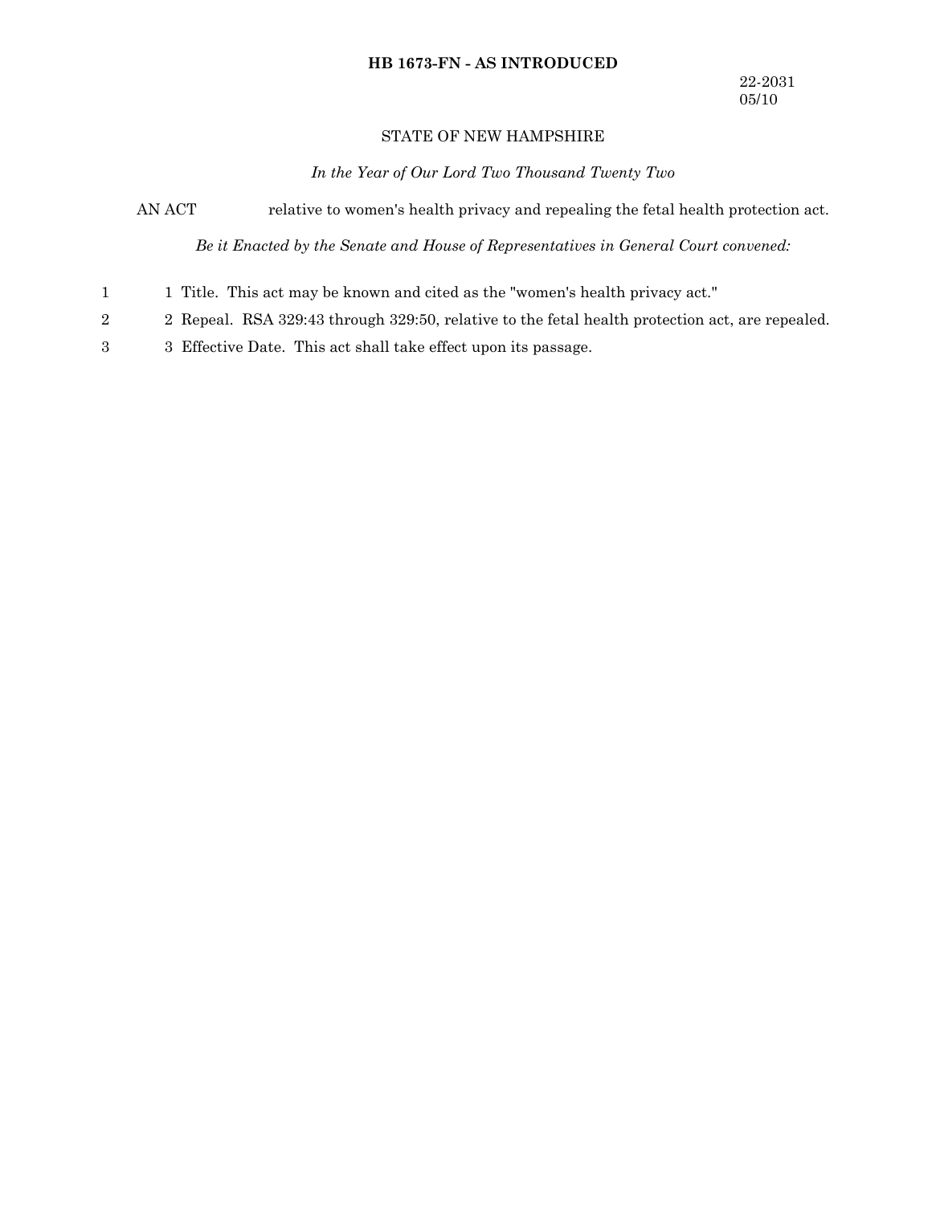**HB 1673-FN - AS INTRODUCED**

22-2031
05/10

STATE OF NEW HAMPSHIRE

*In the Year of Our Lord Two Thousand Twenty Two*

AN ACT relative to women's health privacy and repealing the fetal health protection act.

*Be it Enacted by the Senate and House of Representatives in General Court convened:*

1 Title. This act may be known and cited as the "women's health privacy act."

2 Repeal. RSA 329:43 through 329:50, relative to the fetal health protection act, are repealed.

3 Effective Date. This act shall take effect upon its passage.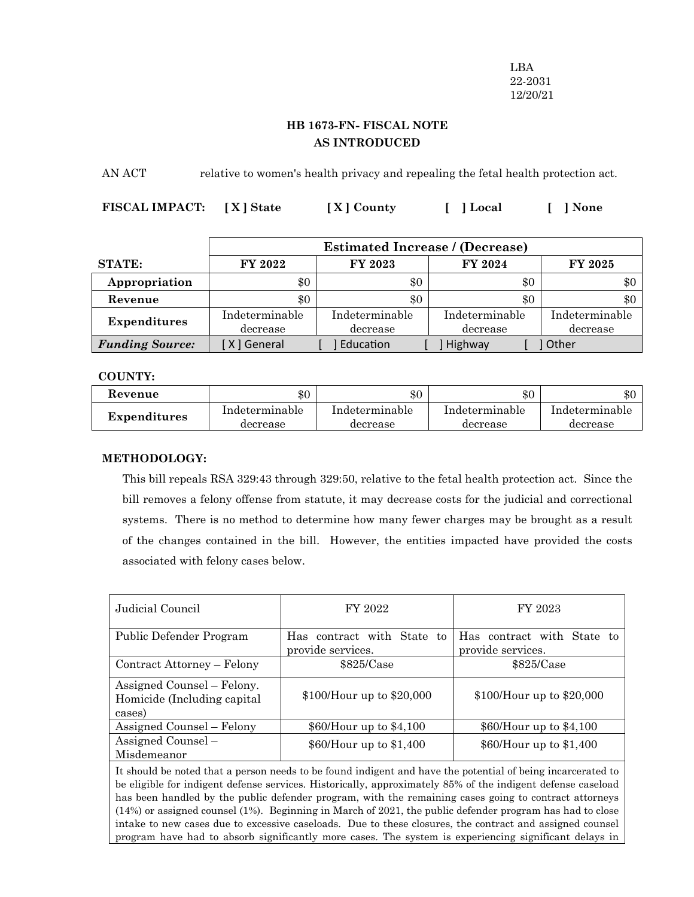LBA
22-2031
12/20/21

## HB 1673-FN- FISCAL NOTE
## AS INTRODUCED

AN ACT relative to women's health privacy and repealing the fetal health protection act.

**FISCAL IMPACT:** **[ X ] State** **[ X ] County** **[ ] Local** **[ ] None**

| | Estimated Increase / (Decrease) | | | |
|---|---|---|---|---|
| **STATE:** | **FY 2022** | **FY 2023** | **FY 2024** | **FY 2025** |
| **Appropriation** | $0 | $0 | $0 | $0 |
| **Revenue** | $0 | $0 | $0 | $0 |
| **Expenditures** | Indeterminable decrease | Indeterminable decrease | Indeterminable decrease | Indeterminable decrease |
| ***Funding Source:*** | [ X ] General | [ ] Education | [ ] Highway | [ ] Other |

**COUNTY:**

| | | | | |
|---|---|---|---|---|
| **Revenue** | $0 | $0 | $0 | $0 |
| **Expenditures** | Indeterminable decrease | Indeterminable decrease | Indeterminable decrease | Indeterminable decrease |

**METHODOLOGY:**

This bill repeals RSA 329:43 through 329:50, relative to the fetal health protection act. Since the bill removes a felony offense from statute, it may decrease costs for the judicial and correctional systems. There is no method to determine how many fewer charges may be brought as a result of the changes contained in the bill. However, the entities impacted have provided the costs associated with felony cases below.

| Judicial Council | FY 2022 | FY 2023 |
|---|---|---|
| Public Defender Program | Has contract with State to provide services. | Has contract with State to provide services. |
| Contract Attorney – Felony | $825/Case | $825/Case |
| Assigned Counsel – Felony. Homicide (Including capital cases) | $100/Hour up to $20,000 | $100/Hour up to $20,000 |
| Assigned Counsel – Felony | $60/Hour up to $4,100 | $60/Hour up to $4,100 |
| Assigned Counsel – Misdemeanor | $60/Hour up to $1,400 | $60/Hour up to $1,400 |
| It should be noted that a person needs to be found indigent and have the potential of being incarcerated to be eligible for indigent defense services. Historically, approximately 85% of the indigent defense caseload has been handled by the public defender program, with the remaining cases going to contract attorneys (14%) or assigned counsel (1%). Beginning in March of 2021, the public defender program has had to close intake to new cases due to excessive caseloads. Due to these closures, the contract and assigned counsel program have had to absorb significantly more cases. The system is experiencing significant delays in | | |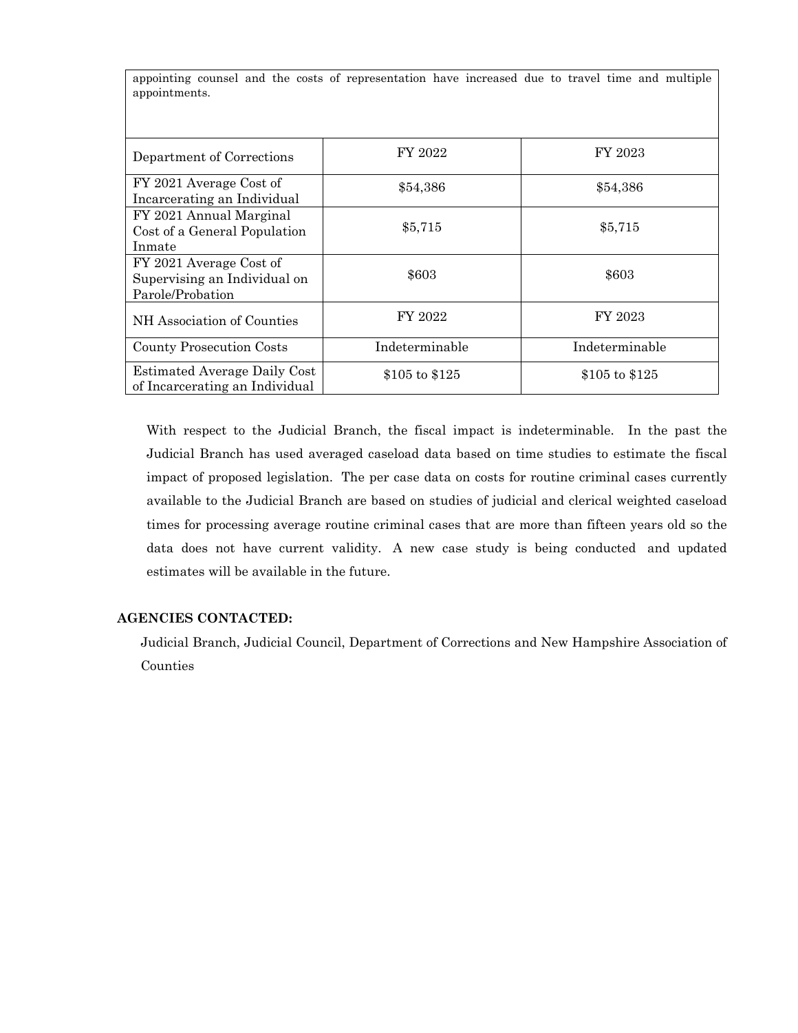| | | |
|---|---|---|
| appointing counsel and the costs of representation have increased due to travel time and multiple appointments. | | |
| Department of Corrections | FY 2022 | FY 2023 |
| FY 2021 Average Cost of Incarcerating an Individual | $54,386 | $54,386 |
| FY 2021 Annual Marginal Cost of a General Population Inmate | $5,715 | $5,715 |
| FY 2021 Average Cost of Supervising an Individual on Parole/Probation | $603 | $603 |
| NH Association of Counties | FY 2022 | FY 2023 |
| County Prosecution Costs | Indeterminable | Indeterminable |
| Estimated Average Daily Cost of Incarcerating an Individual | $105 to $125 | $105 to $125 |

With respect to the Judicial Branch, the fiscal impact is indeterminable. In the past the Judicial Branch has used averaged caseload data based on time studies to estimate the fiscal impact of proposed legislation. The per case data on costs for routine criminal cases currently available to the Judicial Branch are based on studies of judicial and clerical weighted caseload times for processing average routine criminal cases that are more than fifteen years old so the data does not have current validity. A new case study is being conducted and updated estimates will be available in the future.

**AGENCIES CONTACTED:**

Judicial Branch, Judicial Council, Department of Corrections and New Hampshire Association of Counties